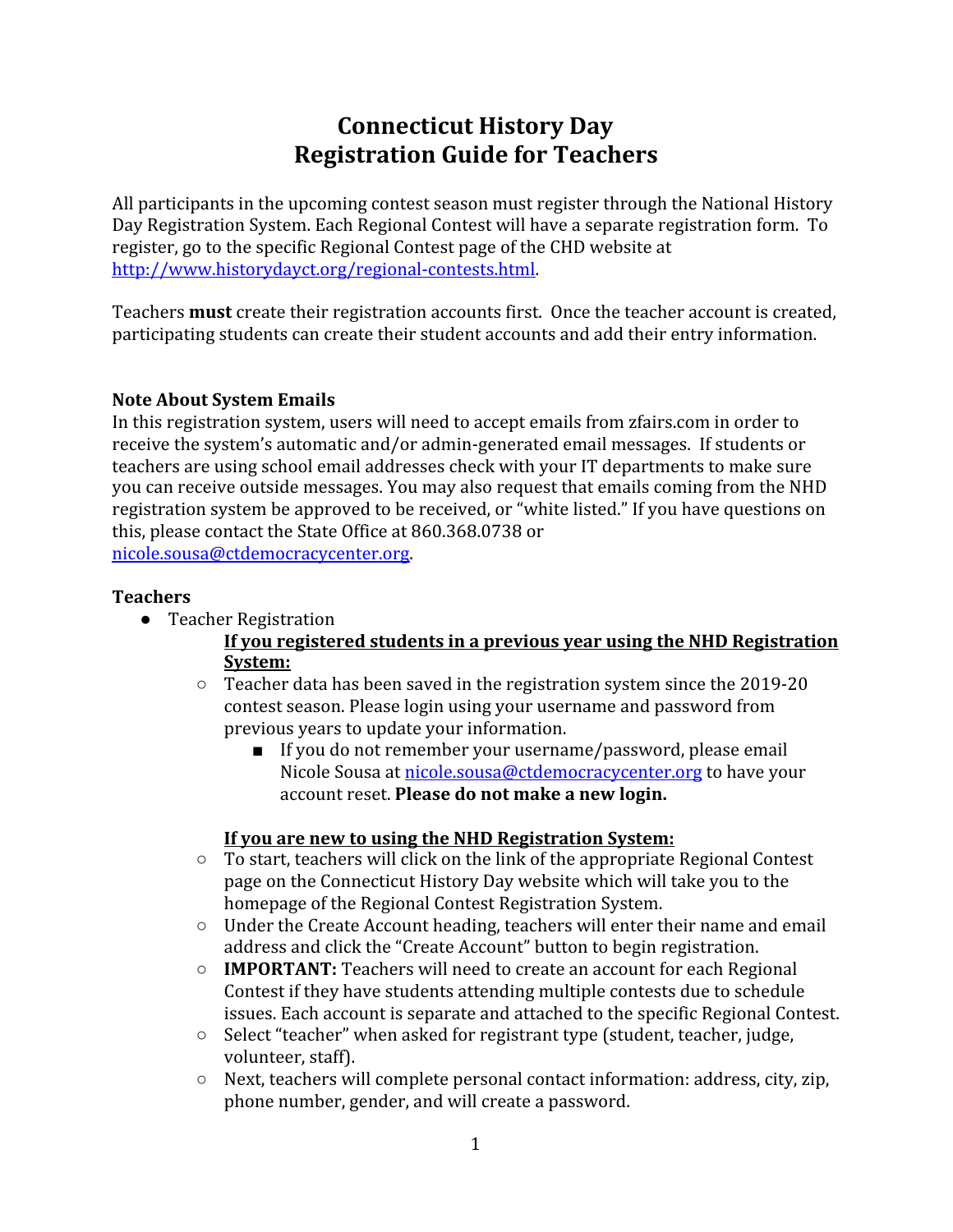# Connecticut History Day
# Registration Guide for Teachers

All participants in the upcoming contest season must register through the National History Day Registration System. Each Regional Contest will have a separate registration form. To register, go to the specific Regional Contest page of the CHD website at [http://www.historydayct.org/regional-contests.html](http://www.historydayct.org/regional-contests.html).

Teachers **must** create their registration accounts first. Once the teacher account is created, participating students can create their student accounts and add their entry information.

### Note About System Emails

In this registration system, users will need to accept emails from zfairs.com in order to receive the system's automatic and/or admin-generated email messages. If students or teachers are using school email addresses check with your IT departments to make sure you can receive outside messages. You may also request that emails coming from the NHD registration system be approved to be received, or "white listed." If you have questions on this, please contact the State Office at 860.368.0738 or [nicole.sousa@ctdemocracycenter.org](mailto:nicole.sousa@ctdemocracycenter.org).

### Teachers

- Teacher Registration

  **If you registered students in a previous year using the NHD Registration System:**

  - Teacher data has been saved in the registration system since the 2019-20 contest season. Please login using your username and password from previous years to update your information.
    - If you do not remember your username/password, please email Nicole Sousa at [nicole.sousa@ctdemocracycenter.org](mailto:nicole.sousa@ctdemocracycenter.org) to have your account reset. **Please do not make a new login.**

  **If you are new to using the NHD Registration System:**

  - To start, teachers will click on the link of the appropriate Regional Contest page on the Connecticut History Day website which will take you to the homepage of the Regional Contest Registration System.
  - Under the Create Account heading, teachers will enter their name and email address and click the "Create Account" button to begin registration.
  - **IMPORTANT:** Teachers will need to create an account for each Regional Contest if they have students attending multiple contests due to schedule issues. Each account is separate and attached to the specific Regional Contest.
  - Select "teacher" when asked for registrant type (student, teacher, judge, volunteer, staff).
  - Next, teachers will complete personal contact information: address, city, zip, phone number, gender, and will create a password.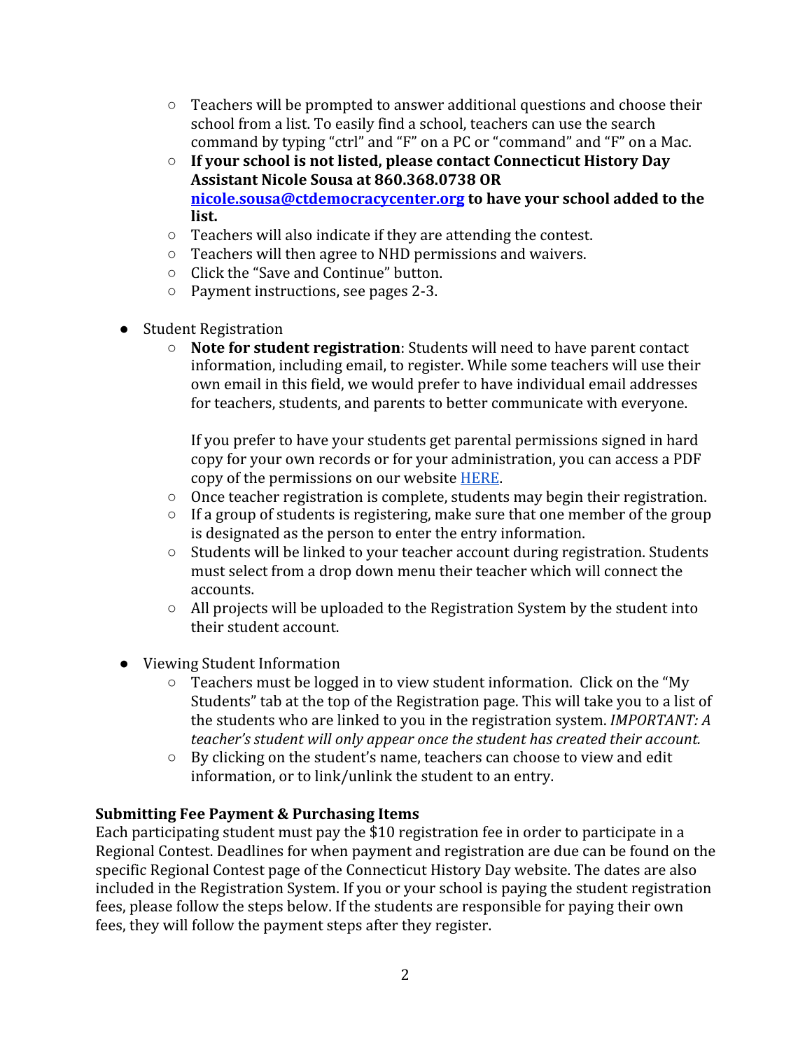- Teachers will be prompted to answer additional questions and choose their school from a list. To easily find a school, teachers can use the search command by typing "ctrl" and "F" on a PC or "command" and "F" on a Mac.
  - **If your school is not listed, please contact Connecticut History Day Assistant Nicole Sousa at 860.368.0738 OR [nicole.sousa@ctdemocracycenter.org](mailto:nicole.sousa@ctdemocracycenter.org) to have your school added to the list.**
  - Teachers will also indicate if they are attending the contest.
  - Teachers will then agree to NHD permissions and waivers.
  - Click the "Save and Continue" button.
  - Payment instructions, see pages 2-3.

- Student Registration
  - **Note for student registration**: Students will need to have parent contact information, including email, to register. While some teachers will use their own email in this field, we would prefer to have individual email addresses for teachers, students, and parents to better communicate with everyone.

    If you prefer to have your students get parental permissions signed in hard copy for your own records or for your administration, you can access a PDF copy of the permissions on our website HERE.
  - Once teacher registration is complete, students may begin their registration.
  - If a group of students is registering, make sure that one member of the group is designated as the person to enter the entry information.
  - Students will be linked to your teacher account during registration. Students must select from a drop down menu their teacher which will connect the accounts.
  - All projects will be uploaded to the Registration System by the student into their student account.

- Viewing Student Information
  - Teachers must be logged in to view student information. Click on the "My Students" tab at the top of the Registration page. This will take you to a list of the students who are linked to you in the registration system. *IMPORTANT: A teacher's student will only appear once the student has created their account.*
  - By clicking on the student's name, teachers can choose to view and edit information, or to link/unlink the student to an entry.

**Submitting Fee Payment & Purchasing Items**

Each participating student must pay the $10 registration fee in order to participate in a Regional Contest. Deadlines for when payment and registration are due can be found on the specific Regional Contest page of the Connecticut History Day website. The dates are also included in the Registration System. If you or your school is paying the student registration fees, please follow the steps below. If the students are responsible for paying their own fees, they will follow the payment steps after they register.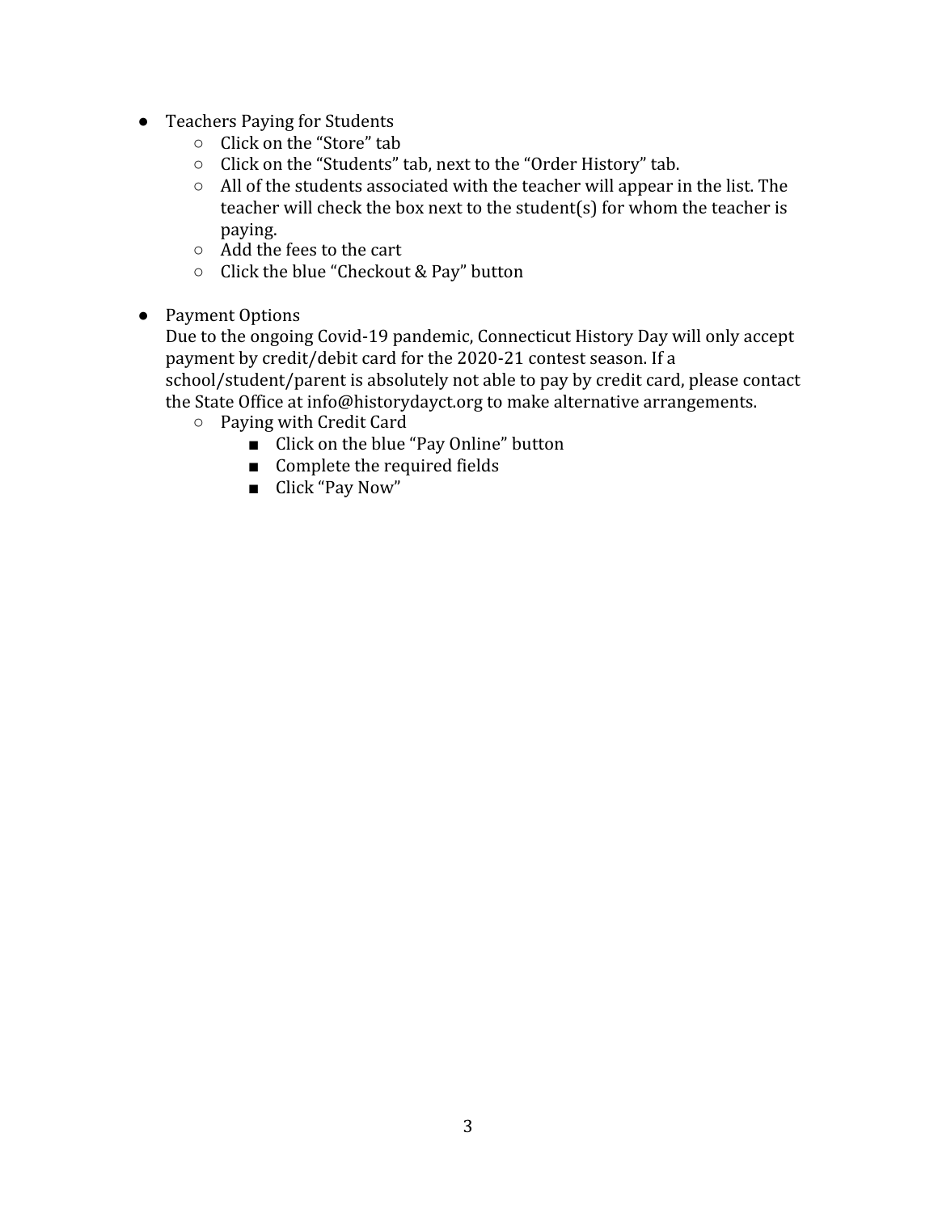- Teachers Paying for Students
    - Click on the “Store” tab
    - Click on the “Students” tab, next to the “Order History” tab.
    - All of the students associated with the teacher will appear in the list. The teacher will check the box next to the student(s) for whom the teacher is paying.
    - Add the fees to the cart
    - Click the blue “Checkout & Pay” button

- Payment Options
  Due to the ongoing Covid-19 pandemic, Connecticut History Day will only accept payment by credit/debit card for the 2020-21 contest season. If a school/student/parent is absolutely not able to pay by credit card, please contact the State Office at info@historydayct.org to make alternative arrangements.
    - Paying with Credit Card
        - Click on the blue “Pay Online” button
        - Complete the required fields
        - Click “Pay Now”